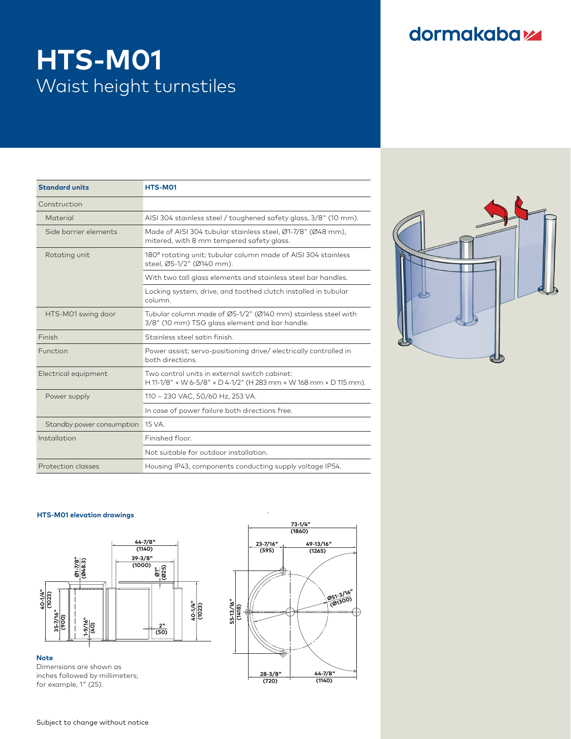# HTS-M01

## Waist height turnstiles

| Standard units | HTS-M01 |
|---|---|
| Construction | |
| Material | AISI 304 stainless steel / toughened safety glass, 3/8" (10 mm). |
| Side barrier elements | Made of AISI 304 tubular stainless steel, Ø1-7/8" (Ø48 mm), mitered, with 8 mm tempered safety glass. |
| Rotating unit | 180° rotating unit; tubular column made of AISI 304 stainless steel, Ø5-1/2" (Ø140 mm). |
| | With two tall glass elements and stainless steel bar handles. |
| | Locking system, drive, and toothed clutch installed in tubular column. |
| HTS-M01 swing door | Tubular column made of Ø5-1/2" (Ø140 mm) stainless steel with 3/8" (10 mm) TSG glass element and bar handle. |
| Finish | Stainless steel satin finish. |
| Function | Power assist; servo-positioning drive/ electrically controlled in both directions. |
| Electrical equipment | Two control units in external switch cabinet: H 11-1/8" × W 6-5/8" × D 4-1/2" (H 283 mm × W 168 mm × D 115 mm). |
| Power supply | 110 – 230 VAC, 50/60 Hz, 253 VA. |
| | In case of power failure both directions free. |
| Standby power consumption | 15 VA. |
| Installation | Finished floor. |
| | Not suitable for outdoor installation. |
| Protection classes | Housing IP43, components conducting supply voltage IP54. |

### HTS-M01 elevation drawings

**Note**

Dimensions are shown as inches followed by millimeters; for example, 1" (25).

Subject to change without notice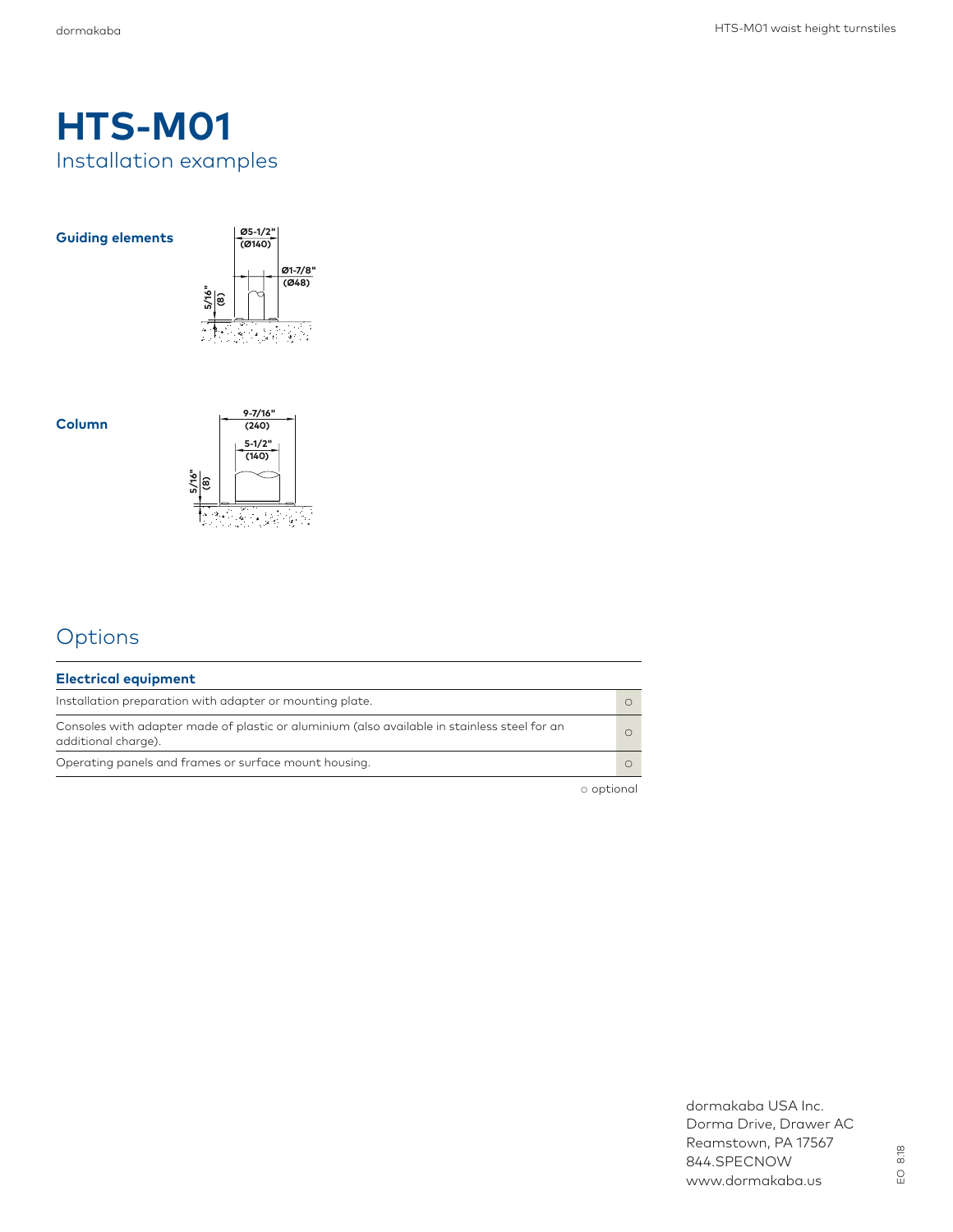# HTS-M01

## Installation examples

**Guiding elements**

Ø5-1/2"
(Ø140)
Ø1-7/8"
(Ø48)
5/16"
(8)

**Column**

9-7/16"
(240)
5-1/2"
(140)
5/16"
(8)

## Options

| Electrical equipment | |
|---|---|
| Installation preparation with adapter or mounting plate. | ○ |
| Consoles with adapter made of plastic or aluminium (also available in stainless steel for an additional charge). | ○ |
| Operating panels and frames or surface mount housing. | ○ |

○ optional

dormakaba USA Inc.
Dorma Drive, Drawer AC
Reamstown, PA 17567
844.SPECNOW
www.dormakaba.us

EO 8.18